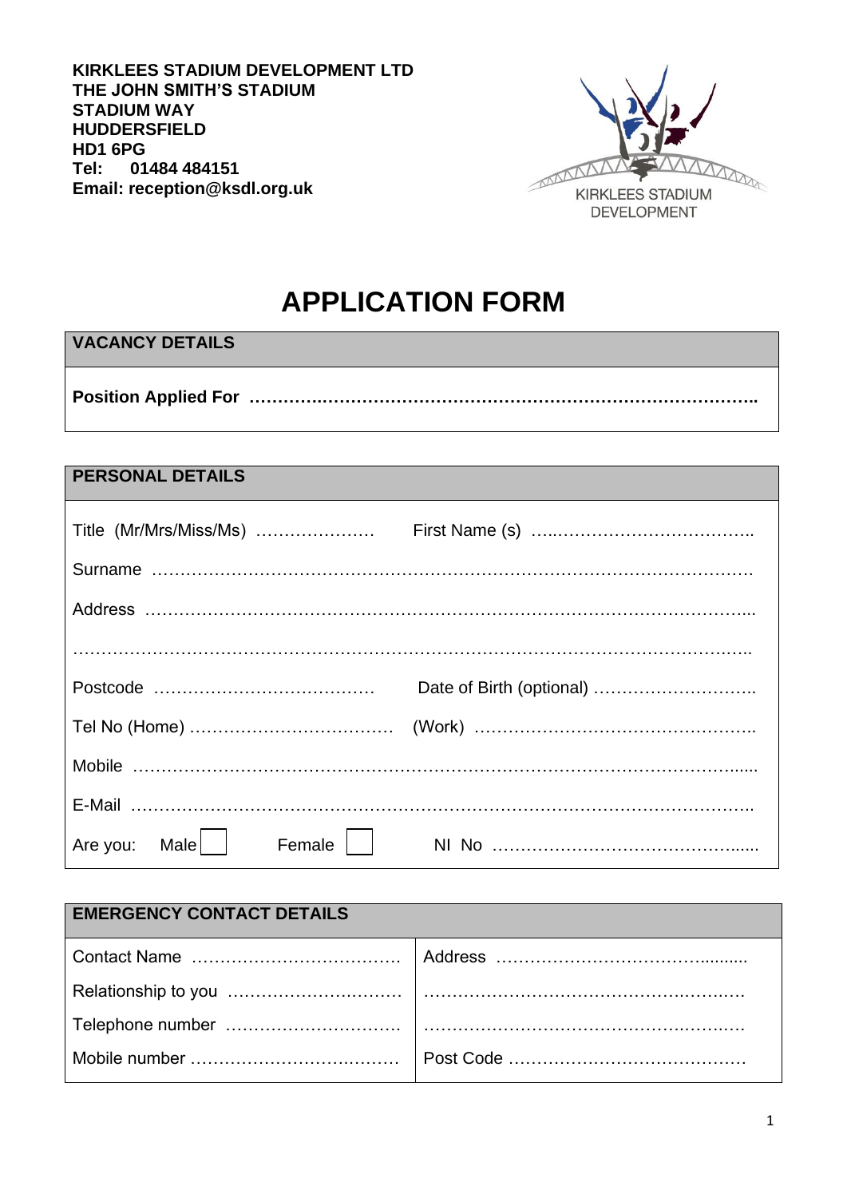**KIRKLEES STADIUM DEVELOPMENT LTD**
**THE JOHN SMITH'S STADIUM**
**STADIUM WAY**
**HUDDERSFIELD**
**HD1 6PG**
**Tel: 01484 484151**
**Email: reception@ksdl.org.uk**

KIRKLEES STADIUM DEVELOPMENT

# APPLICATION FORM

| **VACANCY DETAILS** |
|---|
| **Position Applied For ………………………………………………………………………………** |

| **PERSONAL DETAILS** | |
|---|---|
| Title (Mr/Mrs/Miss/Ms) ………………… | First Name (s) ……………………………… |
| Surname ……………………………………………………………………………………… | |
| Address ……………………………………………………………………………………… | |
| ……………………………………………………………………………………………… | |
| Postcode ………………………………… | Date of Birth (optional) ……………………… |
| Tel No (Home) ……………………………… | (Work) ………………………………………… |
| Mobile ………………………………………………………………………………………… | |
| E-Mail ………………………………………………………………………………………… | |
| Are you: Male ☐ Female ☐ | NI No ………………………………………… |

| **EMERGENCY CONTACT DETAILS** | |
|---|---|
| Contact Name ……………………………… | Address …………………………………… |
| Relationship to you ………………………… | ………………………………………………… |
| Telephone number ………………………… | ………………………………………………… |
| Mobile number ……………………………… | Post Code ………………………………… |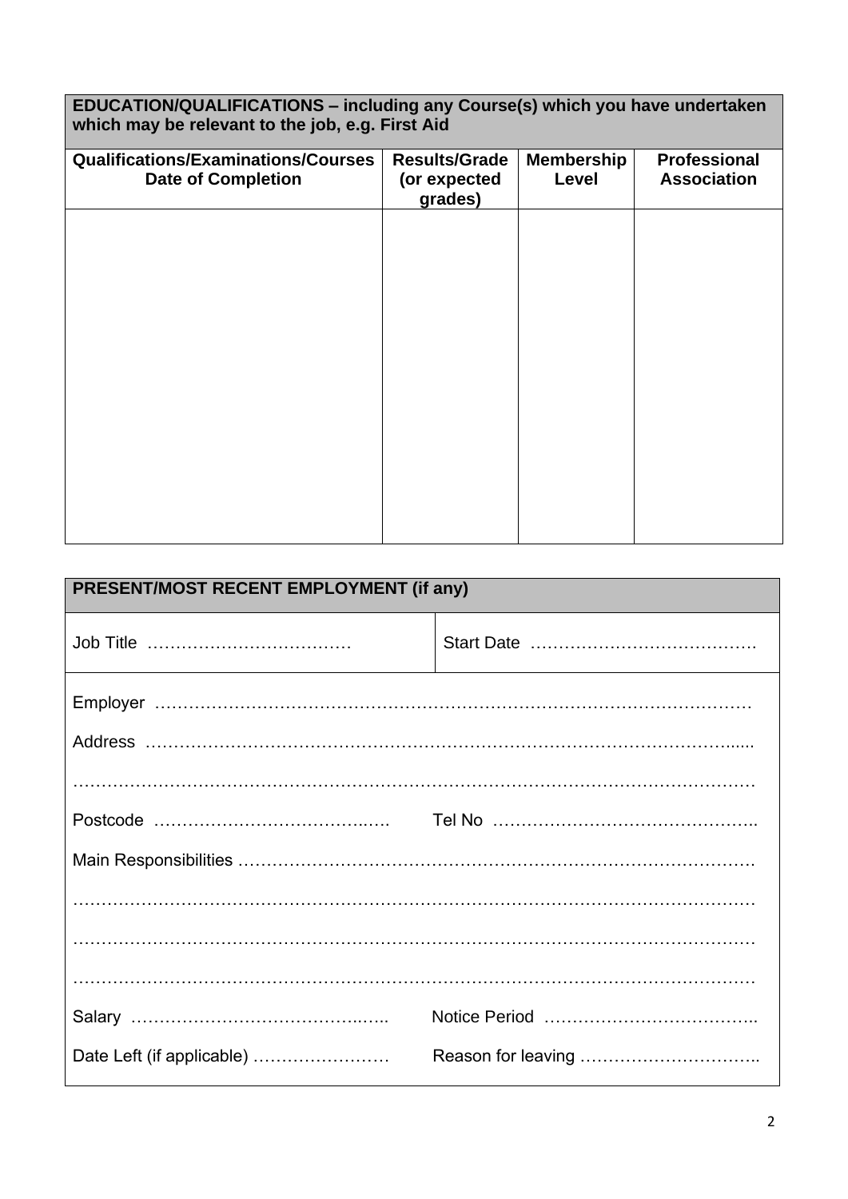| **EDUCATION/QUALIFICATIONS – including any Course(s) which you have undertaken which may be relevant to the job, e.g. First Aid** | | | |
|---|---|---|---|
| **Qualifications/Examinations/Courses Date of Completion** | **Results/Grade (or expected grades)** | **Membership Level** | **Professional Association** |
| | | | |

| **PRESENT/MOST RECENT EMPLOYMENT (if any)** | |
|---|---|
| Job Title ……………………………… | Start Date …………………………………. |

Employer ……………………………………………………………………………………………

Address ……………………………………………………………………………………………......

…………………………………………………………………………………………………………

Postcode …………………………….…. Tel No ………………………………………..

Main Responsibilities ……………………………………………………………………………

…………………………………………………………………………………………………………

…………………………………………………………………………………………………………

…………………………………………………………………………………………………………

Salary …………………………………..….. Notice Period ………………………………..

Date Left (if applicable) …………………… Reason for leaving …………………………..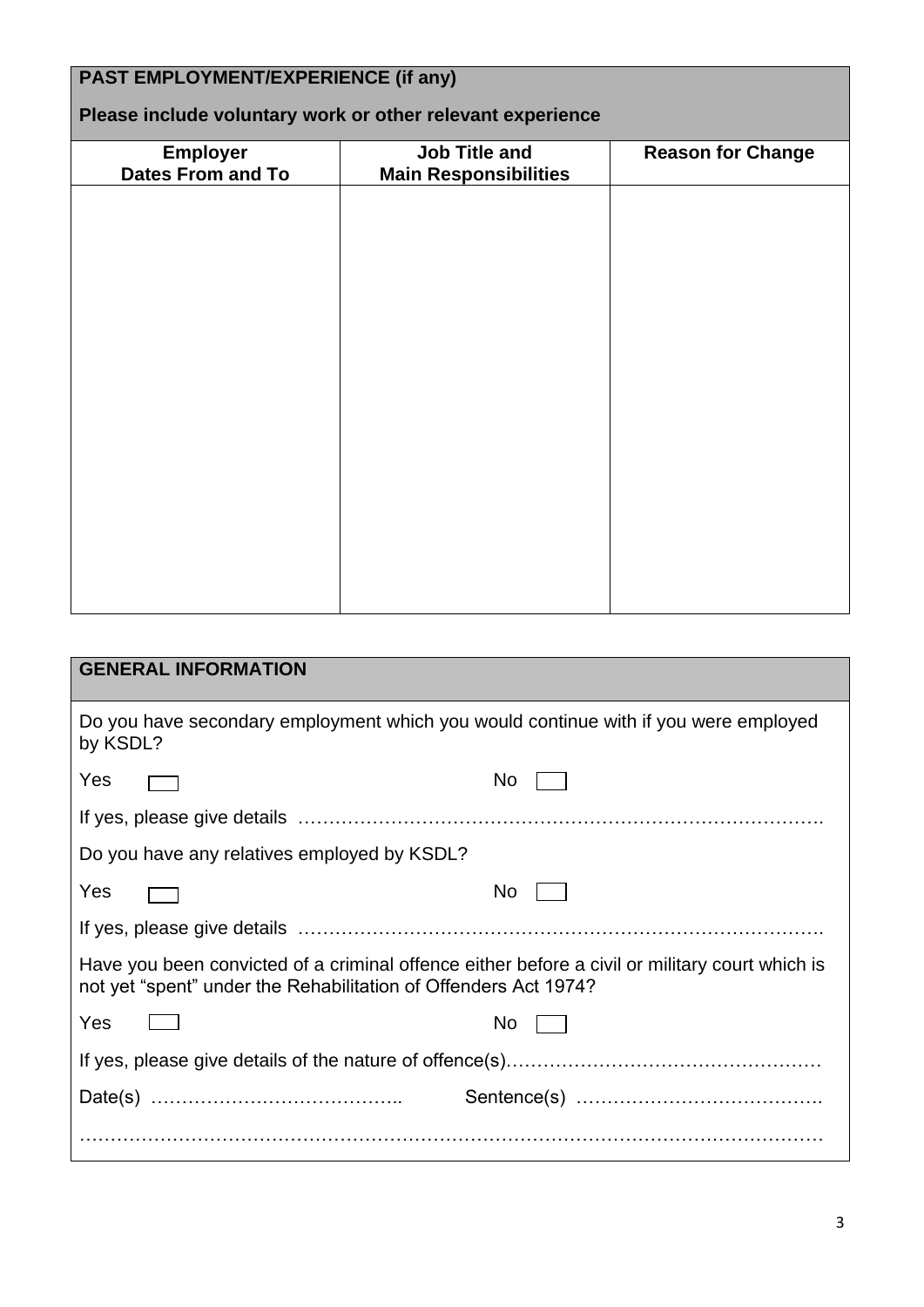## PAST EMPLOYMENT/EXPERIENCE (if any)

**Please include voluntary work or other relevant experience**

| Employer<br>Dates From and To | Job Title and<br>Main Responsibilities | Reason for Change |
|---|---|---|
| | | |

## GENERAL INFORMATION

Do you have secondary employment which you would continue with if you were employed by KSDL?

Yes ☐ No ☐

If yes, please give details ……………………………………………………………………….

Do you have any relatives employed by KSDL?

Yes ☐ No ☐

If yes, please give details ……………………………………………………………………….

Have you been convicted of a criminal offence either before a civil or military court which is not yet "spent" under the Rehabilitation of Offenders Act 1974?

Yes ☐ No ☐

If yes, please give details of the nature of offence(s)……………………………………………

Date(s) ………………………………….. Sentence(s) ………………………………….

…………………………………………………………………………………………………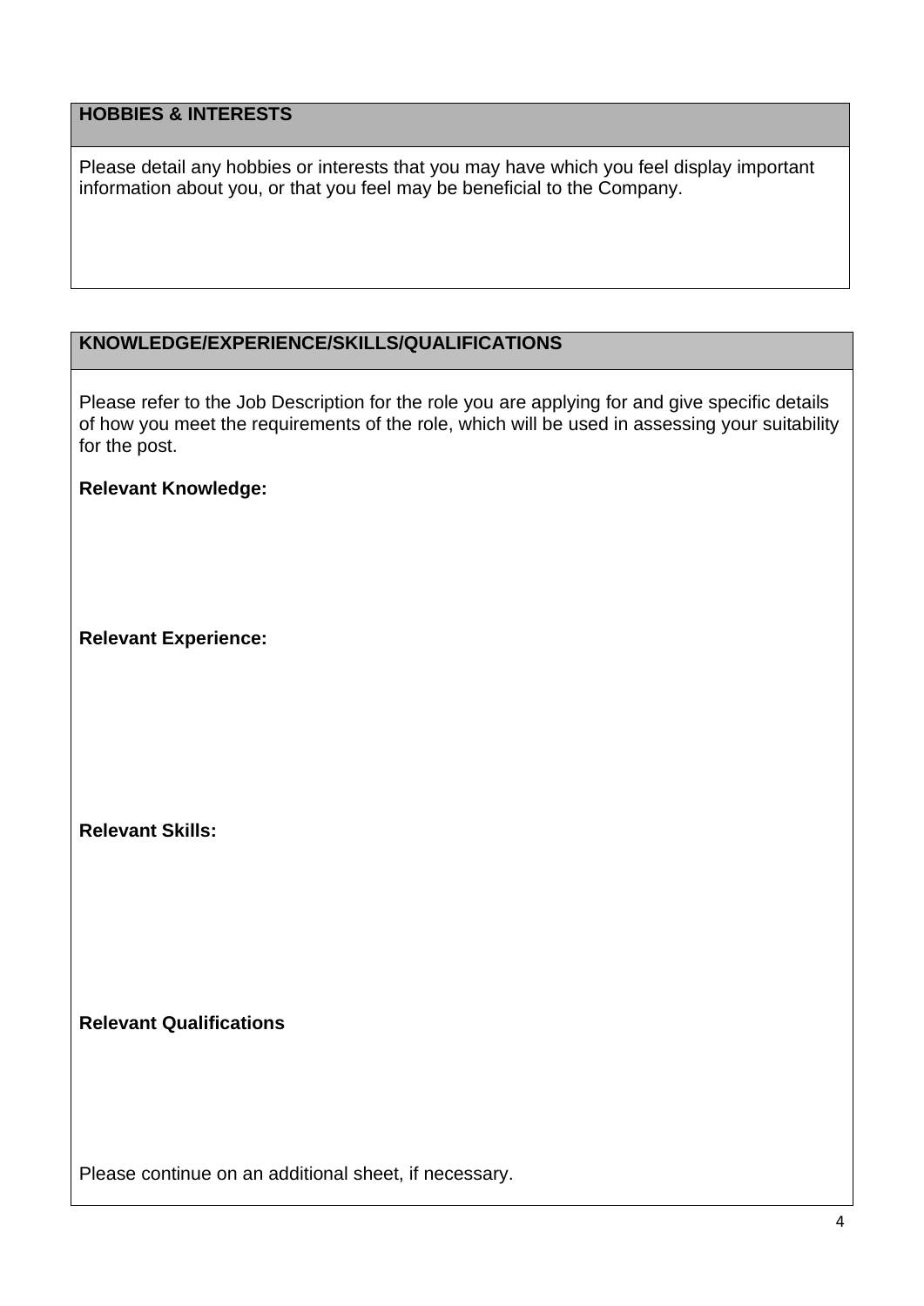## HOBBIES & INTERESTS

Please detail any hobbies or interests that you may have which you feel display important information about you, or that you feel may be beneficial to the Company.

## KNOWLEDGE/EXPERIENCE/SKILLS/QUALIFICATIONS

Please refer to the Job Description for the role you are applying for and give specific details of how you meet the requirements of the role, which will be used in assessing your suitability for the post.

**Relevant Knowledge:**

**Relevant Experience:**

**Relevant Skills:**

**Relevant Qualifications**

Please continue on an additional sheet, if necessary.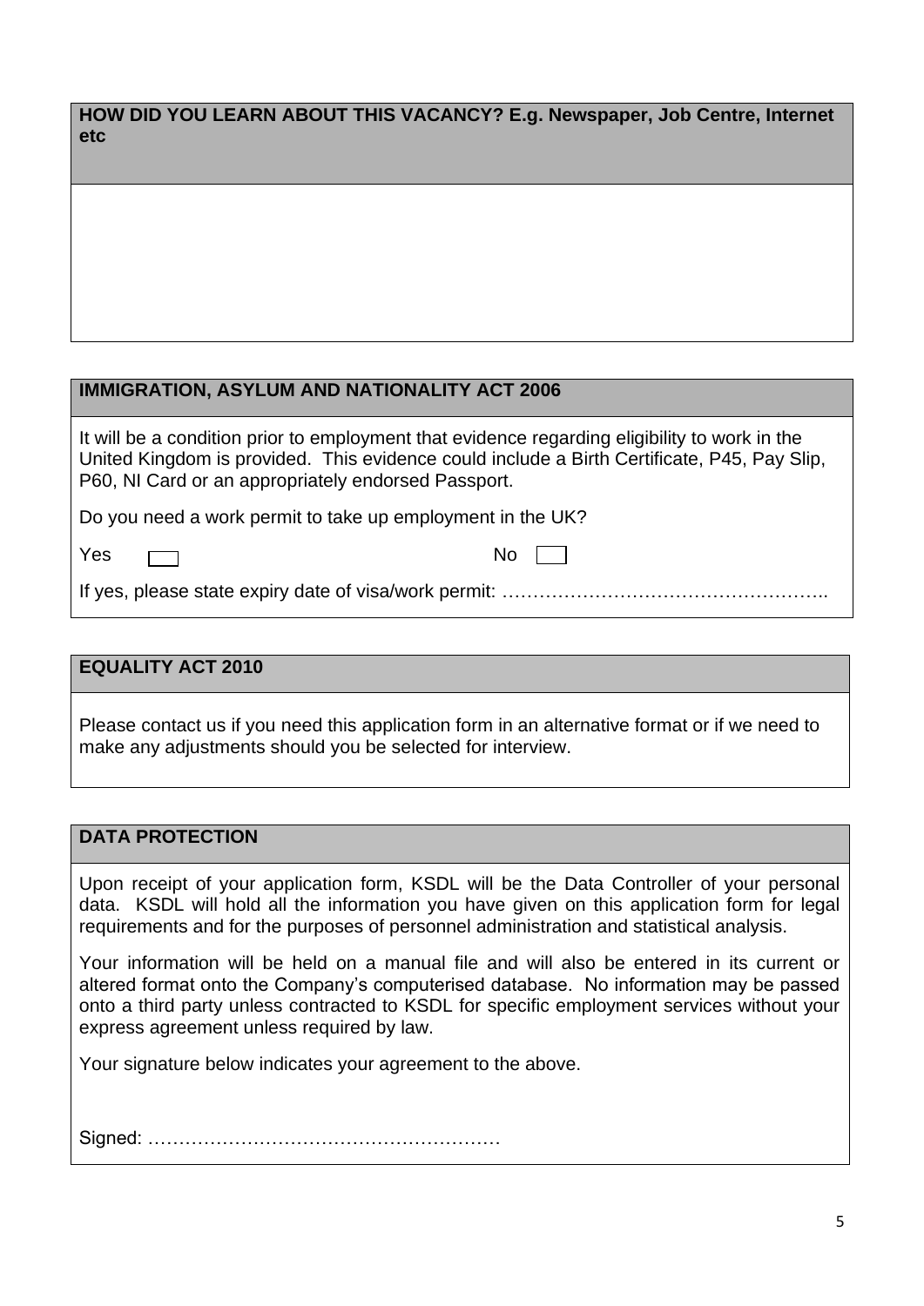**HOW DID YOU LEARN ABOUT THIS VACANCY? E.g. Newspaper, Job Centre, Internet etc**

**IMMIGRATION, ASYLUM AND NATIONALITY ACT 2006**

It will be a condition prior to employment that evidence regarding eligibility to work in the United Kingdom is provided. This evidence could include a Birth Certificate, P45, Pay Slip, P60, NI Card or an appropriately endorsed Passport.

Do you need a work permit to take up employment in the UK?

Yes ☐ No ☐

If yes, please state expiry date of visa/work permit: ……………………………………………..

**EQUALITY ACT 2010**

Please contact us if you need this application form in an alternative format or if we need to make any adjustments should you be selected for interview.

**DATA PROTECTION**

Upon receipt of your application form, KSDL will be the Data Controller of your personal data. KSDL will hold all the information you have given on this application form for legal requirements and for the purposes of personnel administration and statistical analysis.

Your information will be held on a manual file and will also be entered in its current or altered format onto the Company's computerised database. No information may be passed onto a third party unless contracted to KSDL for specific employment services without your express agreement unless required by law.

Your signature below indicates your agreement to the above.

Signed: …………………………………………………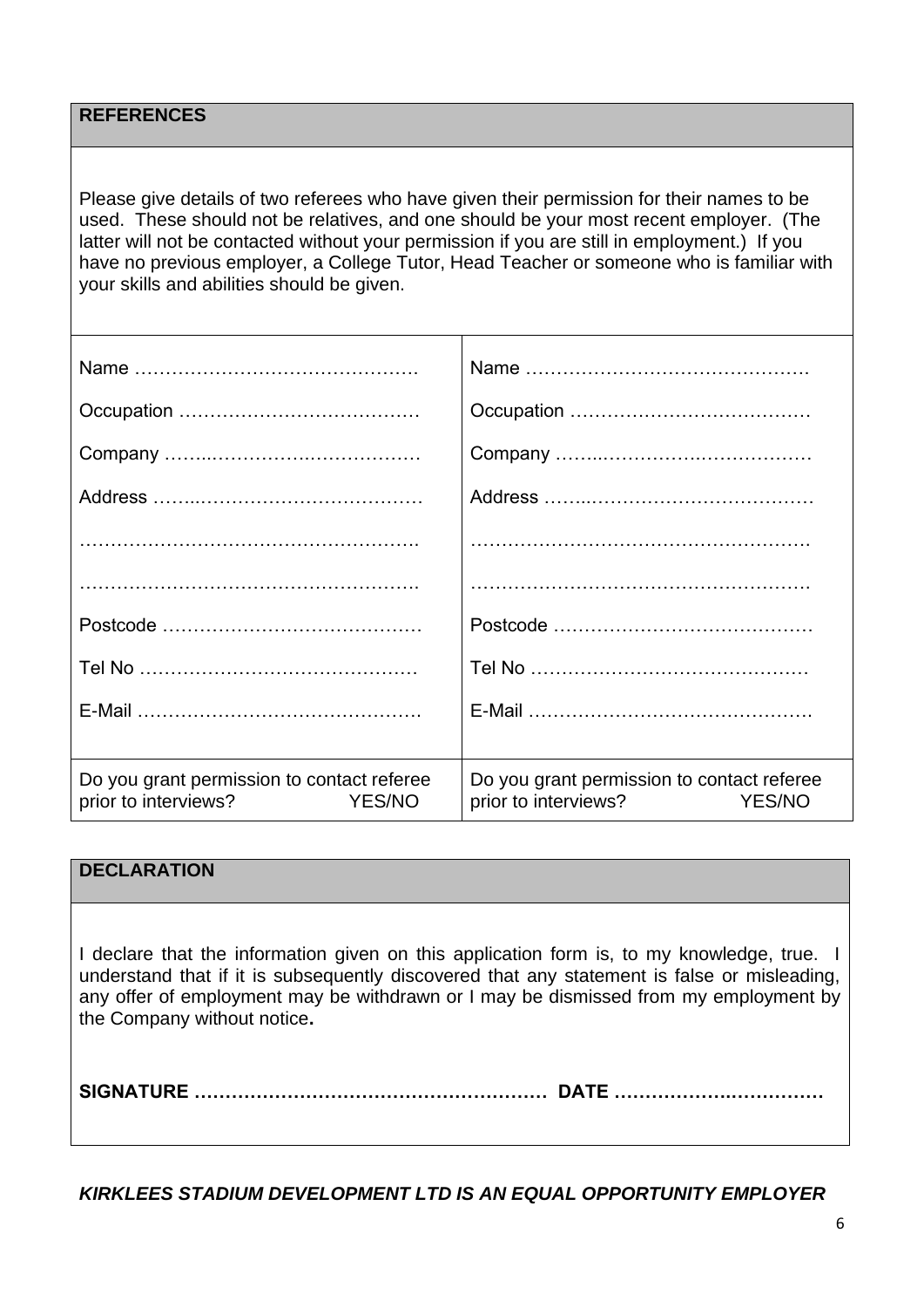## REFERENCES

Please give details of two referees who have given their permission for their names to be used. These should not be relatives, and one should be your most recent employer. (The latter will not be contacted without your permission if you are still in employment.) If you have no previous employer, a College Tutor, Head Teacher or someone who is familiar with your skills and abilities should be given.

| | |
|---|---|
| Name ………………………………………. | Name ………………………………………. |
| Occupation ………………………………… | Occupation ………………………………… |
| Company ……..…………….…………… | Company ……..…………….…………… |
| Address ……..……………………………… | Address ……..……………………………… |
| ………………….…….………………………. | ………………….…….………………………. |
| ………………………………………………. | ………………………………………………. |
| Postcode …………………………………… | Postcode …………………………………… |
| Tel No ……………………………………… | Tel No ……………………………………… |
| E-Mail ………………………………………. | E-Mail ………………………………………. |
| Do you grant permission to contact referee prior to interviews? YES/NO | Do you grant permission to contact referee prior to interviews? YES/NO |

## DECLARATION

I declare that the information given on this application form is, to my knowledge, true. I understand that if it is subsequently discovered that any statement is false or misleading, any offer of employment may be withdrawn or I may be dismissed from my employment by the Company without notice**.**

**SIGNATURE ………………………………………………… DATE ………………..……………**

***KIRKLEES STADIUM DEVELOPMENT LTD IS AN EQUAL OPPORTUNITY EMPLOYER***